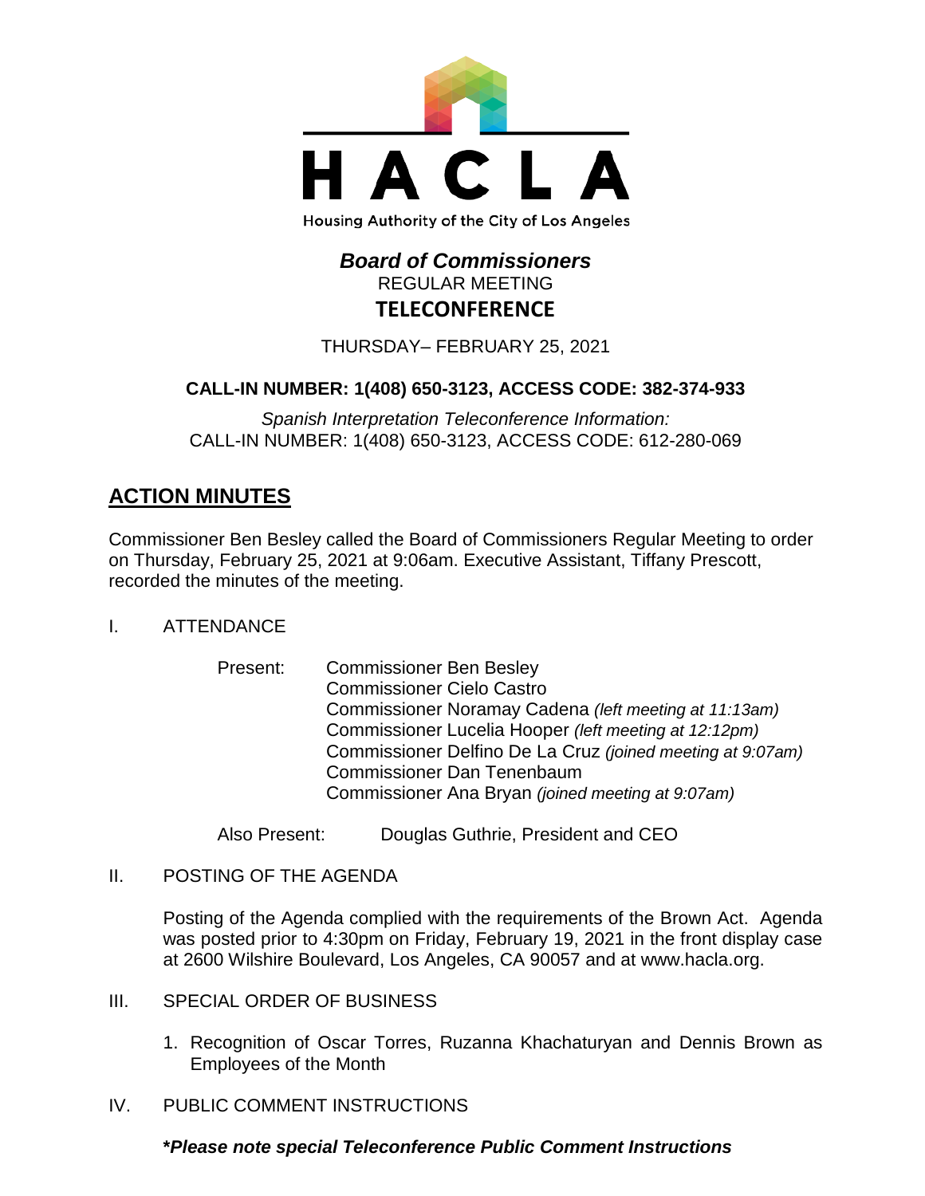HACLA

Housing Authority of the City of Los Angeles

# *Board of Commissioners*

REGULAR MEETING

**TELECONFERENCE**

THURSDAY– FEBRUARY 25, 2021

**CALL-IN NUMBER: 1(408) 650-3123, ACCESS CODE: 382-374-933**

*Spanish Interpretation Teleconference Information:*
CALL-IN NUMBER: 1(408) 650-3123, ACCESS CODE: 612-280-069

## ACTION MINUTES

Commissioner Ben Besley called the Board of Commissioners Regular Meeting to order on Thursday, February 25, 2021 at 9:06am. Executive Assistant, Tiffany Prescott, recorded the minutes of the meeting.

I. ATTENDANCE

Present:
- Commissioner Ben Besley
- Commissioner Cielo Castro
- Commissioner Noramay Cadena *(left meeting at 11:13am)*
- Commissioner Lucelia Hooper *(left meeting at 12:12pm)*
- Commissioner Delfino De La Cruz *(joined meeting at 9:07am)*
- Commissioner Dan Tenenbaum
- Commissioner Ana Bryan *(joined meeting at 9:07am)*

Also Present: Douglas Guthrie, President and CEO

II. POSTING OF THE AGENDA

Posting of the Agenda complied with the requirements of the Brown Act. Agenda was posted prior to 4:30pm on Friday, February 19, 2021 in the front display case at 2600 Wilshire Boulevard, Los Angeles, CA 90057 and at www.hacla.org.

III. SPECIAL ORDER OF BUSINESS

1. Recognition of Oscar Torres, Ruzanna Khachaturyan and Dennis Brown as Employees of the Month

IV. PUBLIC COMMENT INSTRUCTIONS

***Please note special Teleconference Public Comment Instructions**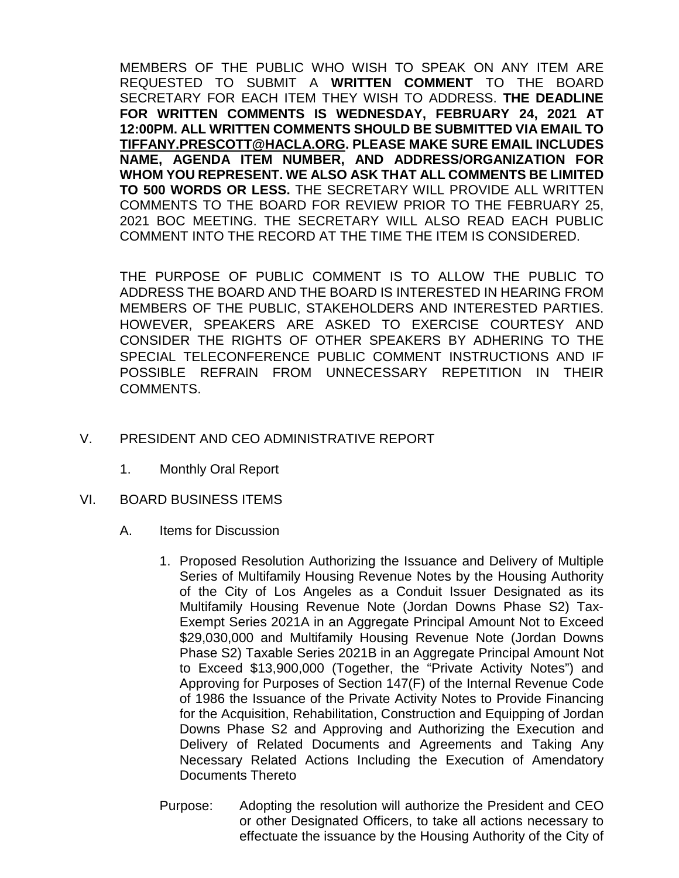MEMBERS OF THE PUBLIC WHO WISH TO SPEAK ON ANY ITEM ARE REQUESTED TO SUBMIT A **WRITTEN COMMENT** TO THE BOARD SECRETARY FOR EACH ITEM THEY WISH TO ADDRESS. **THE DEADLINE FOR WRITTEN COMMENTS IS WEDNESDAY, FEBRUARY 24, 2021 AT 12:00PM. ALL WRITTEN COMMENTS SHOULD BE SUBMITTED VIA EMAIL TO TIFFANY.PRESCOTT@HACLA.ORG. PLEASE MAKE SURE EMAIL INCLUDES NAME, AGENDA ITEM NUMBER, AND ADDRESS/ORGANIZATION FOR WHOM YOU REPRESENT. WE ALSO ASK THAT ALL COMMENTS BE LIMITED TO 500 WORDS OR LESS.** THE SECRETARY WILL PROVIDE ALL WRITTEN COMMENTS TO THE BOARD FOR REVIEW PRIOR TO THE FEBRUARY 25, 2021 BOC MEETING. THE SECRETARY WILL ALSO READ EACH PUBLIC COMMENT INTO THE RECORD AT THE TIME THE ITEM IS CONSIDERED.

THE PURPOSE OF PUBLIC COMMENT IS TO ALLOW THE PUBLIC TO ADDRESS THE BOARD AND THE BOARD IS INTERESTED IN HEARING FROM MEMBERS OF THE PUBLIC, STAKEHOLDERS AND INTERESTED PARTIES. HOWEVER, SPEAKERS ARE ASKED TO EXERCISE COURTESY AND CONSIDER THE RIGHTS OF OTHER SPEAKERS BY ADHERING TO THE SPECIAL TELECONFERENCE PUBLIC COMMENT INSTRUCTIONS AND IF POSSIBLE REFRAIN FROM UNNECESSARY REPETITION IN THEIR COMMENTS.

V. PRESIDENT AND CEO ADMINISTRATIVE REPORT

1. Monthly Oral Report

VI. BOARD BUSINESS ITEMS

A. Items for Discussion

1. Proposed Resolution Authorizing the Issuance and Delivery of Multiple Series of Multifamily Housing Revenue Notes by the Housing Authority of the City of Los Angeles as a Conduit Issuer Designated as its Multifamily Housing Revenue Note (Jordan Downs Phase S2) Tax-Exempt Series 2021A in an Aggregate Principal Amount Not to Exceed $29,030,000 and Multifamily Housing Revenue Note (Jordan Downs Phase S2) Taxable Series 2021B in an Aggregate Principal Amount Not to Exceed $13,900,000 (Together, the "Private Activity Notes") and Approving for Purposes of Section 147(F) of the Internal Revenue Code of 1986 the Issuance of the Private Activity Notes to Provide Financing for the Acquisition, Rehabilitation, Construction and Equipping of Jordan Downs Phase S2 and Approving and Authorizing the Execution and Delivery of Related Documents and Agreements and Taking Any Necessary Related Actions Including the Execution of Amendatory Documents Thereto

Purpose: Adopting the resolution will authorize the President and CEO or other Designated Officers, to take all actions necessary to effectuate the issuance by the Housing Authority of the City of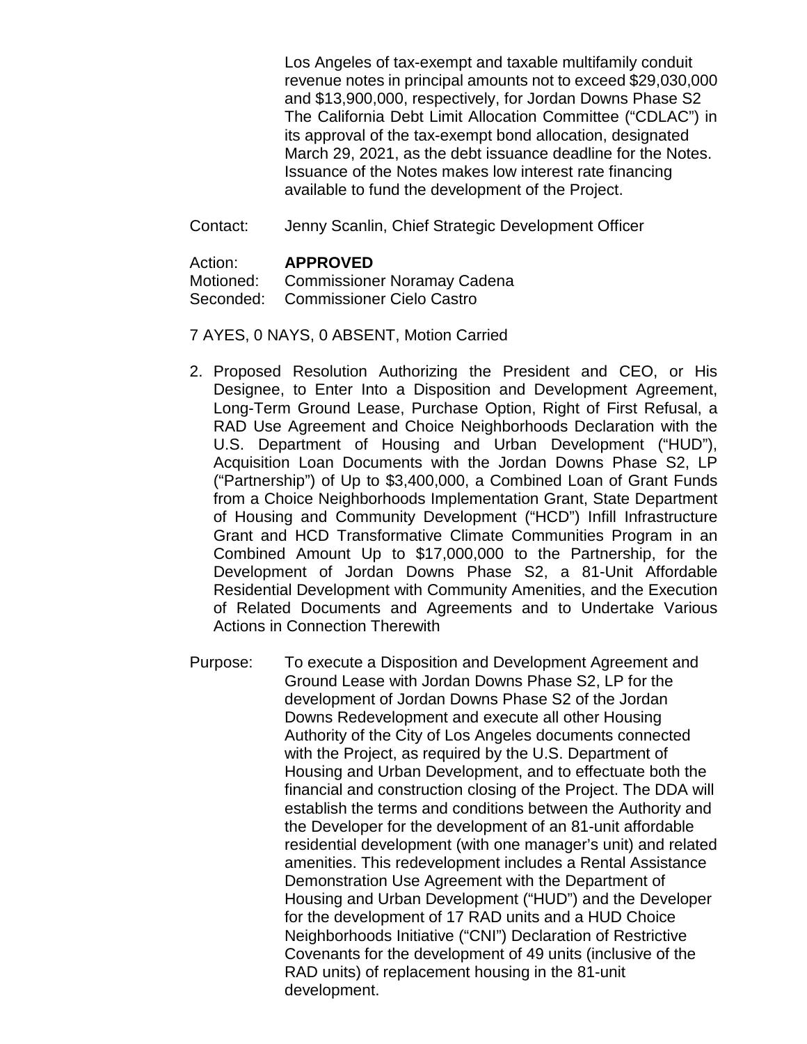Los Angeles of tax-exempt and taxable multifamily conduit revenue notes in principal amounts not to exceed $29,030,000 and $13,900,000, respectively, for Jordan Downs Phase S2 The California Debt Limit Allocation Committee ("CDLAC") in its approval of the tax-exempt bond allocation, designated March 29, 2021, as the debt issuance deadline for the Notes. Issuance of the Notes makes low interest rate financing available to fund the development of the Project.

Contact: Jenny Scanlin, Chief Strategic Development Officer

Action: **APPROVED**
Motioned: Commissioner Noramay Cadena
Seconded: Commissioner Cielo Castro

7 AYES, 0 NAYS, 0 ABSENT, Motion Carried

2. Proposed Resolution Authorizing the President and CEO, or His Designee, to Enter Into a Disposition and Development Agreement, Long-Term Ground Lease, Purchase Option, Right of First Refusal, a RAD Use Agreement and Choice Neighborhoods Declaration with the U.S. Department of Housing and Urban Development ("HUD"), Acquisition Loan Documents with the Jordan Downs Phase S2, LP ("Partnership") of Up to $3,400,000, a Combined Loan of Grant Funds from a Choice Neighborhoods Implementation Grant, State Department of Housing and Community Development ("HCD") Infill Infrastructure Grant and HCD Transformative Climate Communities Program in an Combined Amount Up to $17,000,000 to the Partnership, for the Development of Jordan Downs Phase S2, a 81-Unit Affordable Residential Development with Community Amenities, and the Execution of Related Documents and Agreements and to Undertake Various Actions in Connection Therewith

Purpose: To execute a Disposition and Development Agreement and Ground Lease with Jordan Downs Phase S2, LP for the development of Jordan Downs Phase S2 of the Jordan Downs Redevelopment and execute all other Housing Authority of the City of Los Angeles documents connected with the Project, as required by the U.S. Department of Housing and Urban Development, and to effectuate both the financial and construction closing of the Project. The DDA will establish the terms and conditions between the Authority and the Developer for the development of an 81-unit affordable residential development (with one manager's unit) and related amenities. This redevelopment includes a Rental Assistance Demonstration Use Agreement with the Department of Housing and Urban Development ("HUD") and the Developer for the development of 17 RAD units and a HUD Choice Neighborhoods Initiative ("CNI") Declaration of Restrictive Covenants for the development of 49 units (inclusive of the RAD units) of replacement housing in the 81-unit development.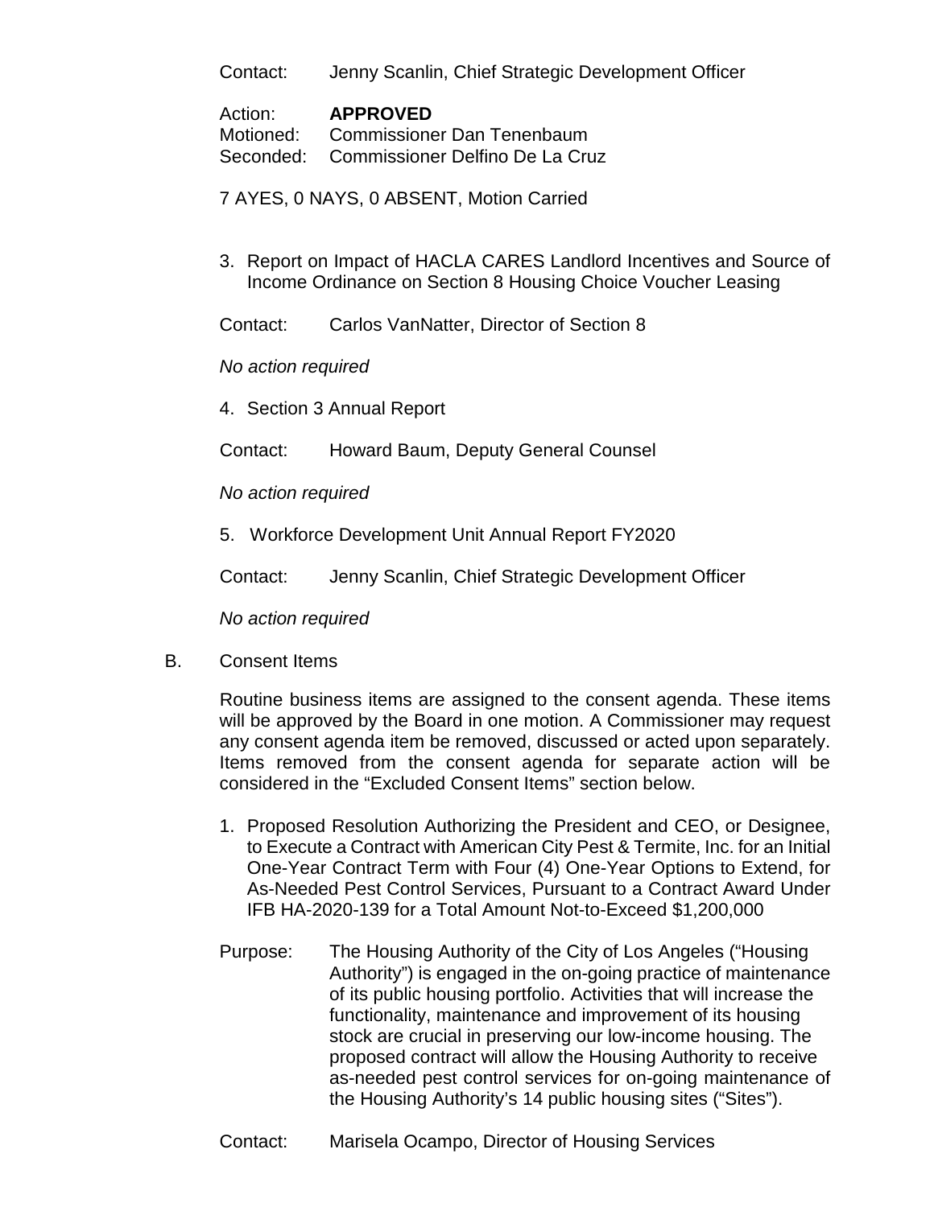Contact: Jenny Scanlin, Chief Strategic Development Officer

Action: **APPROVED**
Motioned: Commissioner Dan Tenenbaum
Seconded: Commissioner Delfino De La Cruz

7 AYES, 0 NAYS, 0 ABSENT, Motion Carried

3. Report on Impact of HACLA CARES Landlord Incentives and Source of Income Ordinance on Section 8 Housing Choice Voucher Leasing

Contact: Carlos VanNatter, Director of Section 8

*No action required*

4. Section 3 Annual Report

Contact: Howard Baum, Deputy General Counsel

*No action required*

5. Workforce Development Unit Annual Report FY2020

Contact: Jenny Scanlin, Chief Strategic Development Officer

*No action required*

B. Consent Items

Routine business items are assigned to the consent agenda. These items will be approved by the Board in one motion. A Commissioner may request any consent agenda item be removed, discussed or acted upon separately. Items removed from the consent agenda for separate action will be considered in the "Excluded Consent Items" section below.

1. Proposed Resolution Authorizing the President and CEO, or Designee, to Execute a Contract with American City Pest & Termite, Inc. for an Initial One-Year Contract Term with Four (4) One-Year Options to Extend, for As-Needed Pest Control Services, Pursuant to a Contract Award Under IFB HA-2020-139 for a Total Amount Not-to-Exceed $1,200,000

Purpose: The Housing Authority of the City of Los Angeles ("Housing Authority") is engaged in the on-going practice of maintenance of its public housing portfolio. Activities that will increase the functionality, maintenance and improvement of its housing stock are crucial in preserving our low-income housing. The proposed contract will allow the Housing Authority to receive as-needed pest control services for on-going maintenance of the Housing Authority's 14 public housing sites ("Sites").

Contact: Marisela Ocampo, Director of Housing Services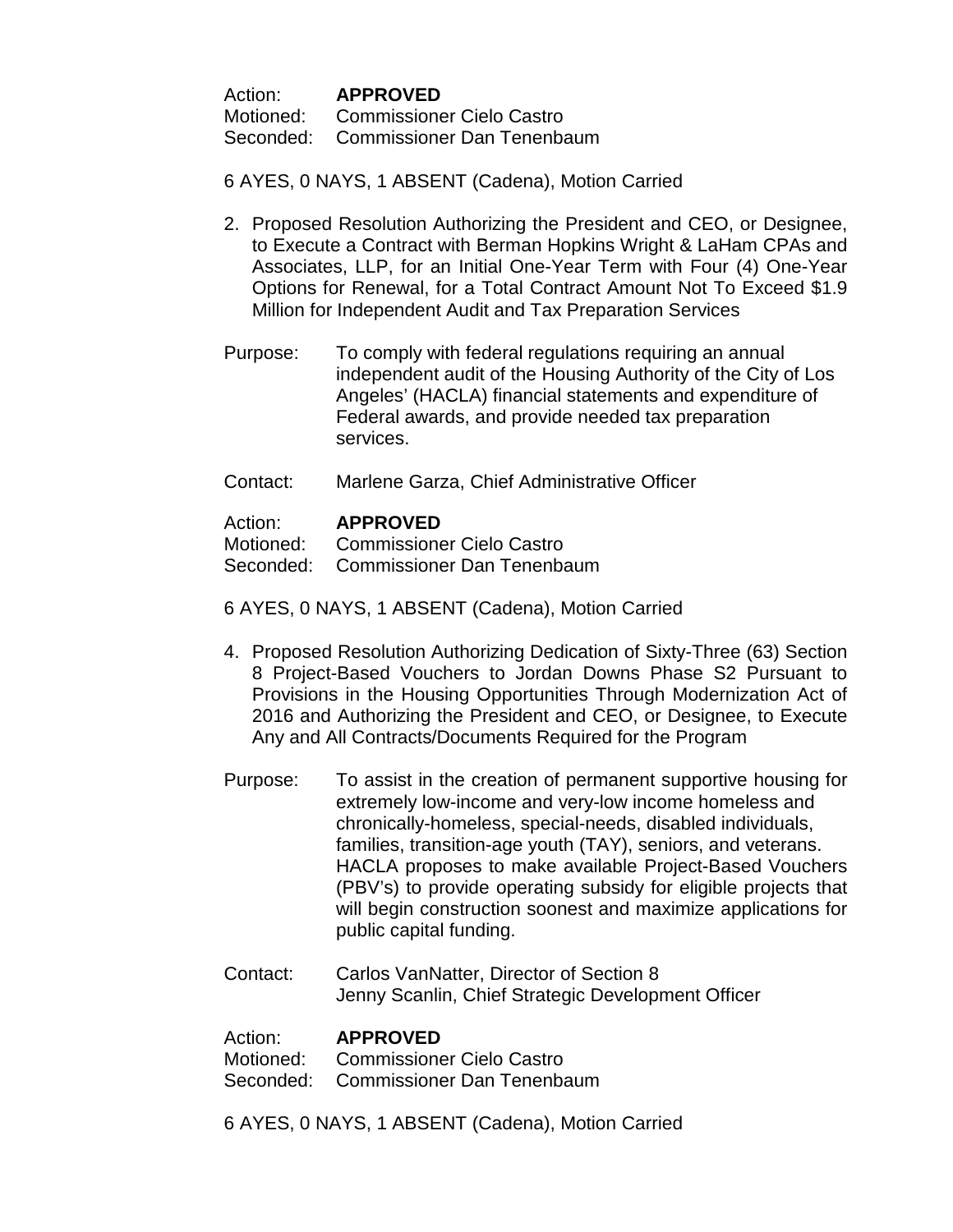Action: **APPROVED**
Motioned: Commissioner Cielo Castro
Seconded: Commissioner Dan Tenenbaum

6 AYES, 0 NAYS, 1 ABSENT (Cadena), Motion Carried

2. Proposed Resolution Authorizing the President and CEO, or Designee, to Execute a Contract with Berman Hopkins Wright & LaHam CPAs and Associates, LLP, for an Initial One-Year Term with Four (4) One-Year Options for Renewal, for a Total Contract Amount Not To Exceed $1.9 Million for Independent Audit and Tax Preparation Services

Purpose: To comply with federal regulations requiring an annual independent audit of the Housing Authority of the City of Los Angeles' (HACLA) financial statements and expenditure of Federal awards, and provide needed tax preparation services.

Contact: Marlene Garza, Chief Administrative Officer

Action: **APPROVED**
Motioned: Commissioner Cielo Castro
Seconded: Commissioner Dan Tenenbaum

6 AYES, 0 NAYS, 1 ABSENT (Cadena), Motion Carried

4. Proposed Resolution Authorizing Dedication of Sixty-Three (63) Section 8 Project-Based Vouchers to Jordan Downs Phase S2 Pursuant to Provisions in the Housing Opportunities Through Modernization Act of 2016 and Authorizing the President and CEO, or Designee, to Execute Any and All Contracts/Documents Required for the Program

Purpose: To assist in the creation of permanent supportive housing for extremely low-income and very-low income homeless and chronically-homeless, special-needs, disabled individuals, families, transition-age youth (TAY), seniors, and veterans. HACLA proposes to make available Project-Based Vouchers (PBV's) to provide operating subsidy for eligible projects that will begin construction soonest and maximize applications for public capital funding.

Contact: Carlos VanNatter, Director of Section 8
Jenny Scanlin, Chief Strategic Development Officer

Action: **APPROVED**
Motioned: Commissioner Cielo Castro
Seconded: Commissioner Dan Tenenbaum

6 AYES, 0 NAYS, 1 ABSENT (Cadena), Motion Carried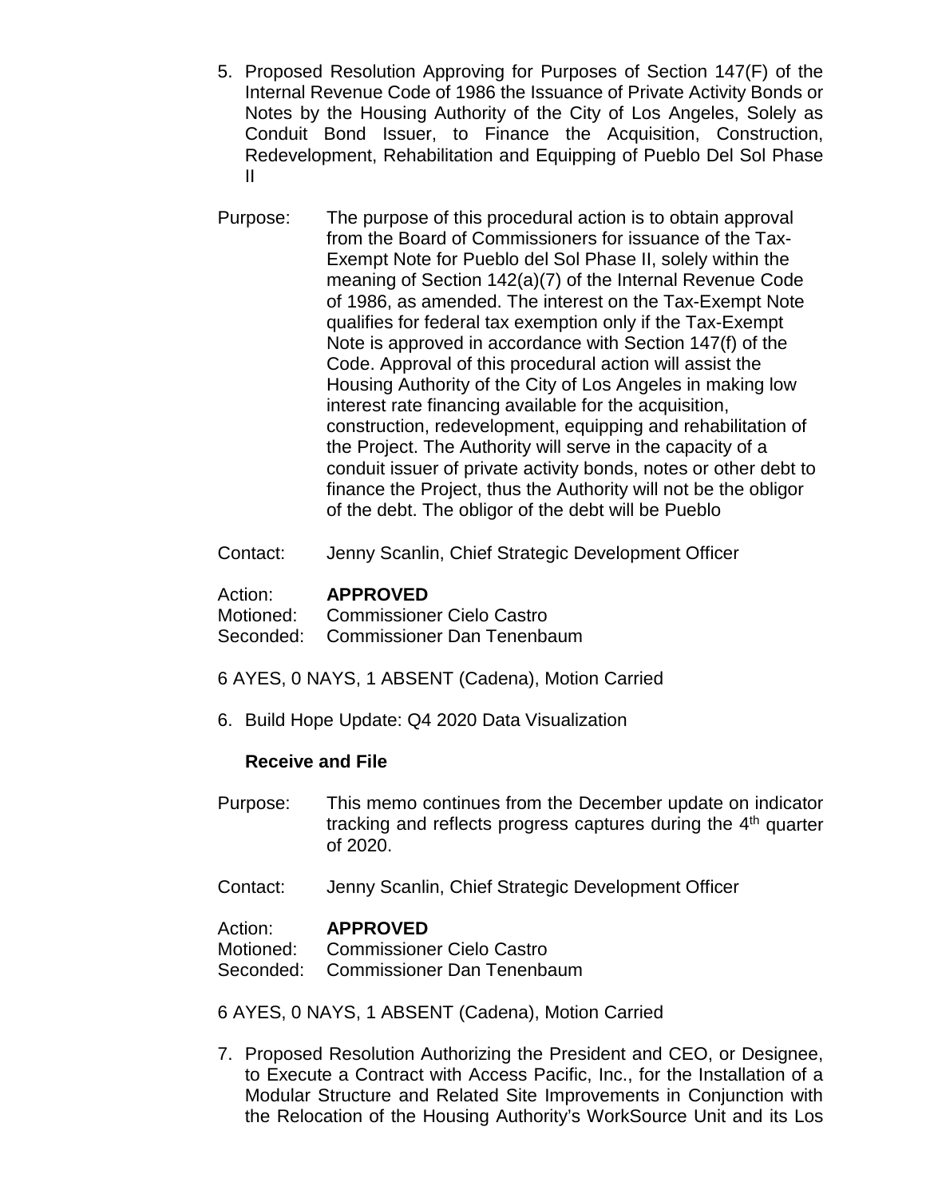5. Proposed Resolution Approving for Purposes of Section 147(F) of the Internal Revenue Code of 1986 the Issuance of Private Activity Bonds or Notes by the Housing Authority of the City of Los Angeles, Solely as Conduit Bond Issuer, to Finance the Acquisition, Construction, Redevelopment, Rehabilitation and Equipping of Pueblo Del Sol Phase II

Purpose: The purpose of this procedural action is to obtain approval from the Board of Commissioners for issuance of the Tax-Exempt Note for Pueblo del Sol Phase II, solely within the meaning of Section 142(a)(7) of the Internal Revenue Code of 1986, as amended. The interest on the Tax-Exempt Note qualifies for federal tax exemption only if the Tax-Exempt Note is approved in accordance with Section 147(f) of the Code. Approval of this procedural action will assist the Housing Authority of the City of Los Angeles in making low interest rate financing available for the acquisition, construction, redevelopment, equipping and rehabilitation of the Project. The Authority will serve in the capacity of a conduit issuer of private activity bonds, notes or other debt to finance the Project, thus the Authority will not be the obligor of the debt. The obligor of the debt will be Pueblo

Contact: Jenny Scanlin, Chief Strategic Development Officer

Action: **APPROVED**
Motioned: Commissioner Cielo Castro
Seconded: Commissioner Dan Tenenbaum

6 AYES, 0 NAYS, 1 ABSENT (Cadena), Motion Carried

6. Build Hope Update: Q4 2020 Data Visualization

   **Receive and File**

Purpose: This memo continues from the December update on indicator tracking and reflects progress captures during the 4th quarter of 2020.

Contact: Jenny Scanlin, Chief Strategic Development Officer

Action: **APPROVED**
Motioned: Commissioner Cielo Castro
Seconded: Commissioner Dan Tenenbaum

6 AYES, 0 NAYS, 1 ABSENT (Cadena), Motion Carried

7. Proposed Resolution Authorizing the President and CEO, or Designee, to Execute a Contract with Access Pacific, Inc., for the Installation of a Modular Structure and Related Site Improvements in Conjunction with the Relocation of the Housing Authority's WorkSource Unit and its Los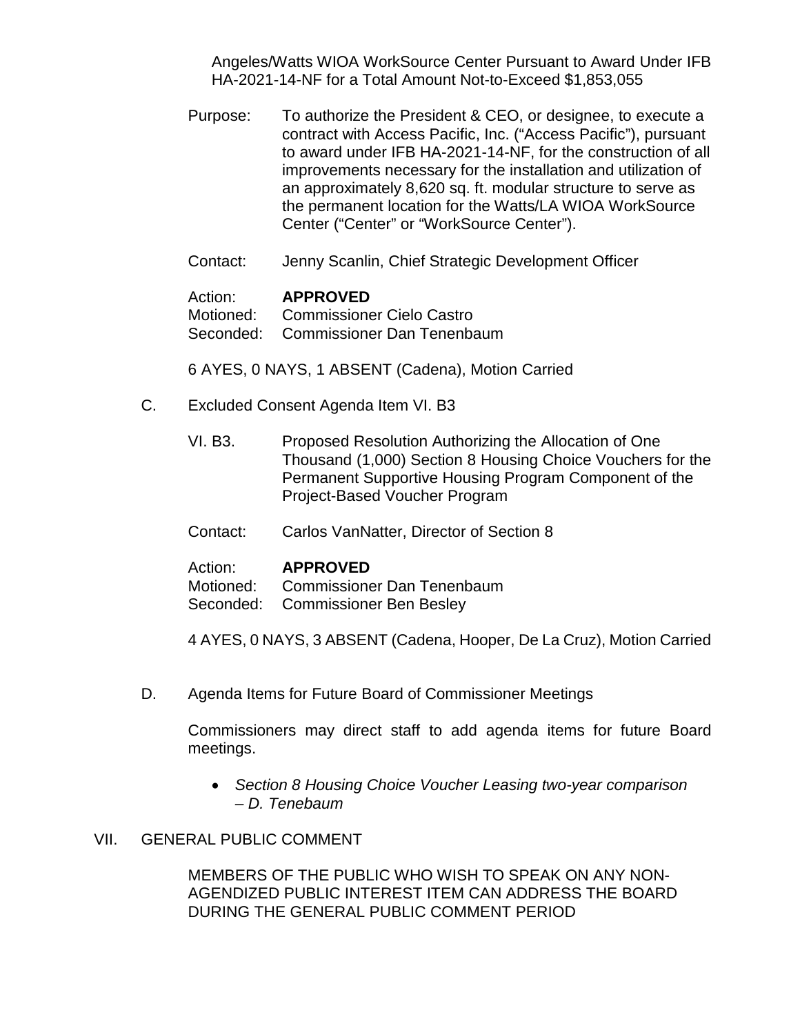Angeles/Watts WIOA WorkSource Center Pursuant to Award Under IFB HA-2021-14-NF for a Total Amount Not-to-Exceed $1,853,055

Purpose: To authorize the President & CEO, or designee, to execute a contract with Access Pacific, Inc. ("Access Pacific"), pursuant to award under IFB HA-2021-14-NF, for the construction of all improvements necessary for the installation and utilization of an approximately 8,620 sq. ft. modular structure to serve as the permanent location for the Watts/LA WIOA WorkSource Center ("Center" or "WorkSource Center").

Contact: Jenny Scanlin, Chief Strategic Development Officer

Action: **APPROVED**
Motioned: Commissioner Cielo Castro
Seconded: Commissioner Dan Tenenbaum

6 AYES, 0 NAYS, 1 ABSENT (Cadena), Motion Carried

C. Excluded Consent Agenda Item VI. B3

VI. B3. Proposed Resolution Authorizing the Allocation of One Thousand (1,000) Section 8 Housing Choice Vouchers for the Permanent Supportive Housing Program Component of the Project-Based Voucher Program

Contact: Carlos VanNatter, Director of Section 8

Action: **APPROVED**
Motioned: Commissioner Dan Tenenbaum
Seconded: Commissioner Ben Besley

4 AYES, 0 NAYS, 3 ABSENT (Cadena, Hooper, De La Cruz), Motion Carried

D. Agenda Items for Future Board of Commissioner Meetings

Commissioners may direct staff to add agenda items for future Board meetings.

- *Section 8 Housing Choice Voucher Leasing two-year comparison – D. Tenebaum*

## VII. GENERAL PUBLIC COMMENT

MEMBERS OF THE PUBLIC WHO WISH TO SPEAK ON ANY NON-AGENDIZED PUBLIC INTEREST ITEM CAN ADDRESS THE BOARD DURING THE GENERAL PUBLIC COMMENT PERIOD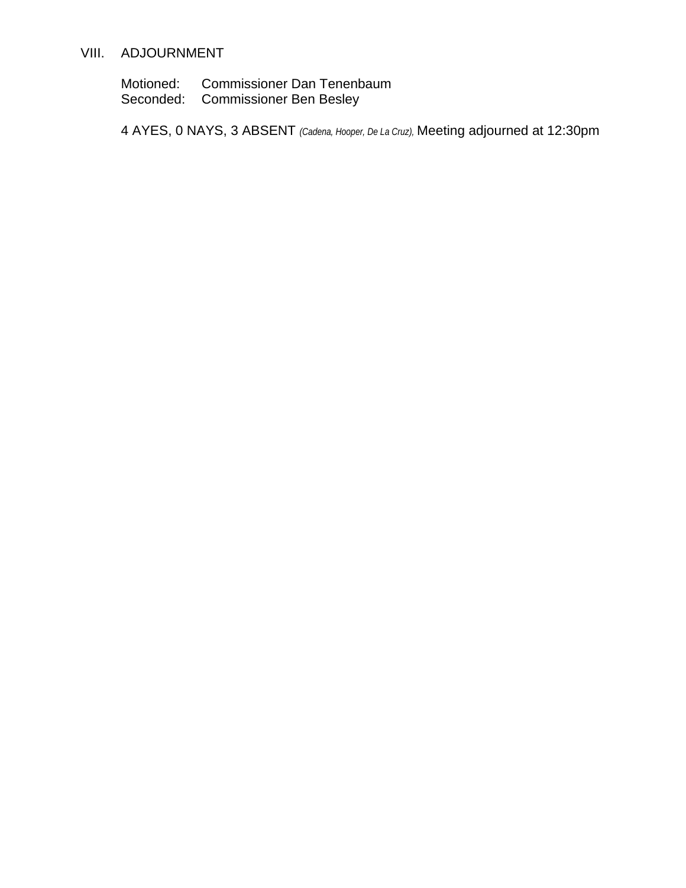## VIII. ADJOURNMENT

Motioned: Commissioner Dan Tenenbaum
Seconded: Commissioner Ben Besley

4 AYES, 0 NAYS, 3 ABSENT *(Cadena, Hooper, De La Cruz),* Meeting adjourned at 12:30pm